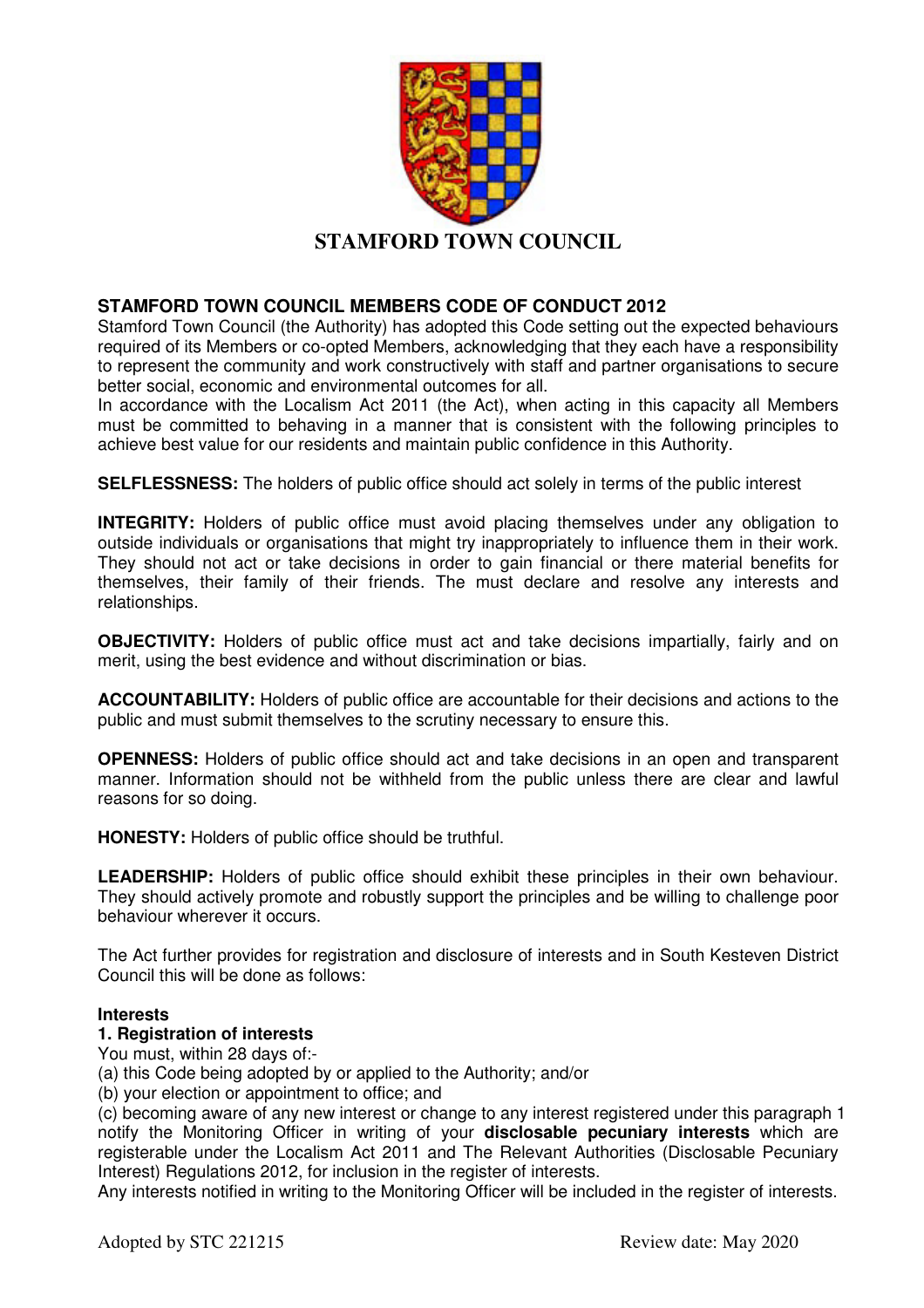# STAMFORD TOWN COUNCIL

**STAMFORD TOWN COUNCIL MEMBERS CODE OF CONDUCT 2012**

Stamford Town Council (the Authority) has adopted this Code setting out the expected behaviours required of its Members or co-opted Members, acknowledging that they each have a responsibility to represent the community and work constructively with staff and partner organisations to secure better social, economic and environmental outcomes for all.

In accordance with the Localism Act 2011 (the Act), when acting in this capacity all Members must be committed to behaving in a manner that is consistent with the following principles to achieve best value for our residents and maintain public confidence in this Authority.

**SELFLESSNESS:** The holders of public office should act solely in terms of the public interest

**INTEGRITY:** Holders of public office must avoid placing themselves under any obligation to outside individuals or organisations that might try inappropriately to influence them in their work. They should not act or take decisions in order to gain financial or there material benefits for themselves, their family of their friends. The must declare and resolve any interests and relationships.

**OBJECTIVITY:** Holders of public office must act and take decisions impartially, fairly and on merit, using the best evidence and without discrimination or bias.

**ACCOUNTABILITY:** Holders of public office are accountable for their decisions and actions to the public and must submit themselves to the scrutiny necessary to ensure this.

**OPENNESS:** Holders of public office should act and take decisions in an open and transparent manner. Information should not be withheld from the public unless there are clear and lawful reasons for so doing.

**HONESTY:** Holders of public office should be truthful.

**LEADERSHIP:** Holders of public office should exhibit these principles in their own behaviour. They should actively promote and robustly support the principles and be willing to challenge poor behaviour wherever it occurs.

The Act further provides for registration and disclosure of interests and in South Kesteven District Council this will be done as follows:

**Interests**

**1. Registration of interests**

You must, within 28 days of:-

(a) this Code being adopted by or applied to the Authority; and/or

(b) your election or appointment to office; and

(c) becoming aware of any new interest or change to any interest registered under this paragraph 1 notify the Monitoring Officer in writing of your **disclosable pecuniary interests** which are registerable under the Localism Act 2011 and The Relevant Authorities (Disclosable Pecuniary Interest) Regulations 2012, for inclusion in the register of interests.

Any interests notified in writing to the Monitoring Officer will be included in the register of interests.

Adopted by STC 221215 Review date: May 2020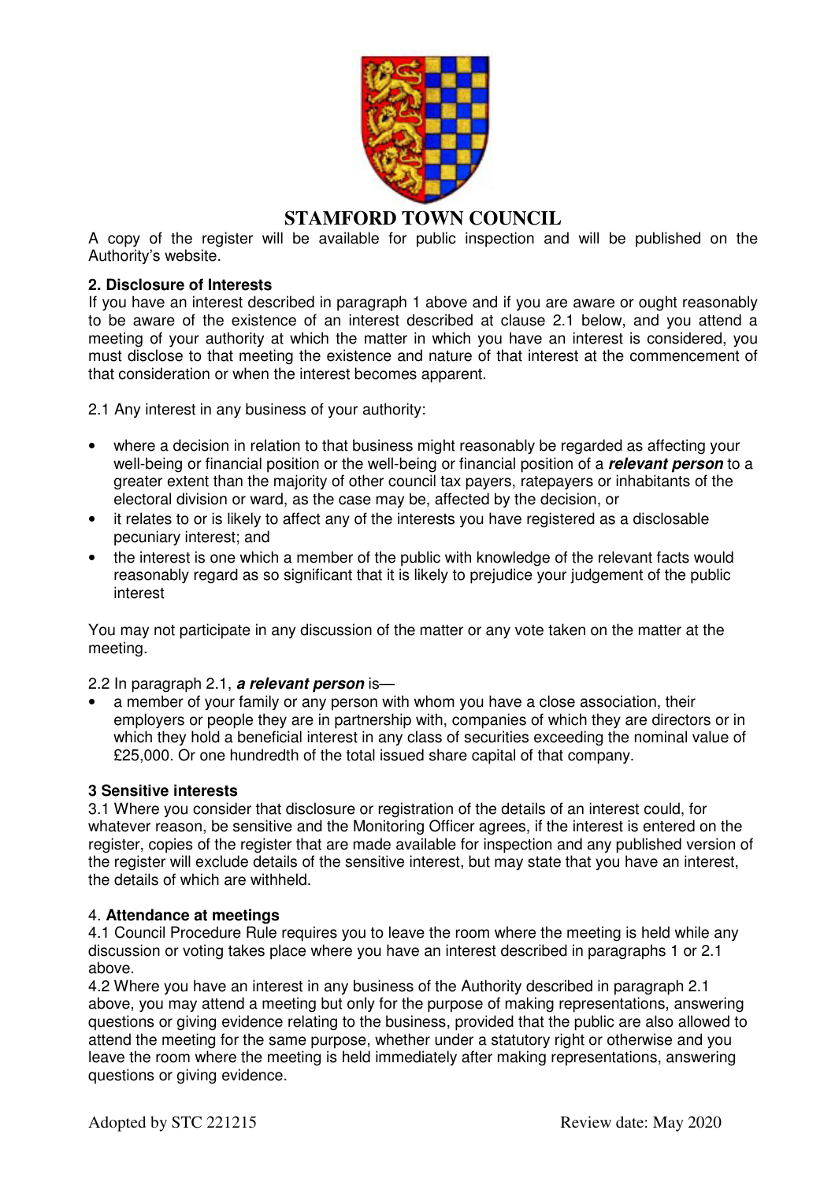# STAMFORD TOWN COUNCIL

A copy of the register will be available for public inspection and will be published on the Authority's website.

**2. Disclosure of Interests**

If you have an interest described in paragraph 1 above and if you are aware or ought reasonably to be aware of the existence of an interest described at clause 2.1 below, and you attend a meeting of your authority at which the matter in which you have an interest is considered, you must disclose to that meeting the existence and nature of that interest at the commencement of that consideration or when the interest becomes apparent.

2.1 Any interest in any business of your authority:

- where a decision in relation to that business might reasonably be regarded as affecting your well-being or financial position or the well-being or financial position of a ***relevant person*** to a greater extent than the majority of other council tax payers, ratepayers or inhabitants of the electoral division or ward, as the case may be, affected by the decision, or
- it relates to or is likely to affect any of the interests you have registered as a disclosable pecuniary interest; and
- the interest is one which a member of the public with knowledge of the relevant facts would reasonably regard as so significant that it is likely to prejudice your judgement of the public interest

You may not participate in any discussion of the matter or any vote taken on the matter at the meeting.

2.2 In paragraph 2.1, ***a relevant person*** is—

- a member of your family or any person with whom you have a close association, their employers or people they are in partnership with, companies of which they are directors or in which they hold a beneficial interest in any class of securities exceeding the nominal value of £25,000. Or one hundredth of the total issued share capital of that company.

**3 Sensitive interests**

3.1 Where you consider that disclosure or registration of the details of an interest could, for whatever reason, be sensitive and the Monitoring Officer agrees, if the interest is entered on the register, copies of the register that are made available for inspection and any published version of the register will exclude details of the sensitive interest, but may state that you have an interest, the details of which are withheld.

4. **Attendance at meetings**

4.1 Council Procedure Rule requires you to leave the room where the meeting is held while any discussion or voting takes place where you have an interest described in paragraphs 1 or 2.1 above.

4.2 Where you have an interest in any business of the Authority described in paragraph 2.1 above, you may attend a meeting but only for the purpose of making representations, answering questions or giving evidence relating to the business, provided that the public are also allowed to attend the meeting for the same purpose, whether under a statutory right or otherwise and you leave the room where the meeting is held immediately after making representations, answering questions or giving evidence.

Adopted by STC 221215 Review date: May 2020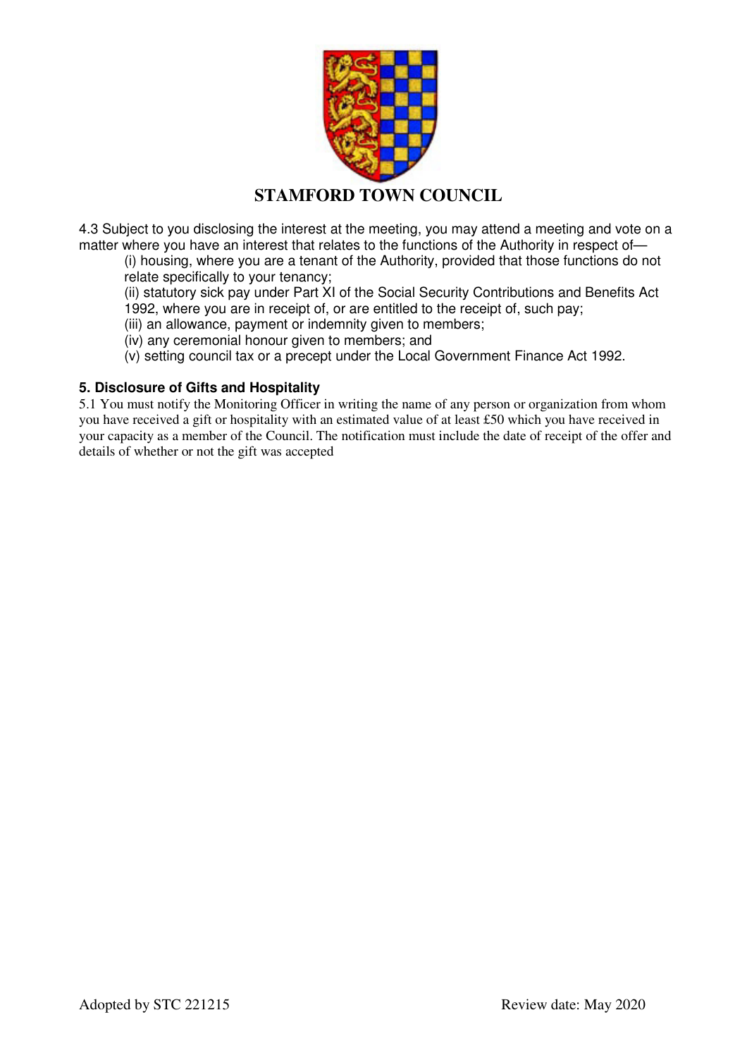4.3 Subject to you disclosing the interest at the meeting, you may attend a meeting and vote on a matter where you have an interest that relates to the functions of the Authority in respect of—

(i) housing, where you are a tenant of the Authority, provided that those functions do not relate specifically to your tenancy;
(ii) statutory sick pay under Part XI of the Social Security Contributions and Benefits Act 1992, where you are in receipt of, or are entitled to the receipt of, such pay;
(iii) an allowance, payment or indemnity given to members;
(iv) any ceremonial honour given to members; and
(v) setting council tax or a precept under the Local Government Finance Act 1992.

### 5. Disclosure of Gifts and Hospitality

5.1 You must notify the Monitoring Officer in writing the name of any person or organization from whom you have received a gift or hospitality with an estimated value of at least £50 which you have received in your capacity as a member of the Council. The notification must include the date of receipt of the offer and details of whether or not the gift was accepted

Adopted by STC 221215 Review date: May 2020